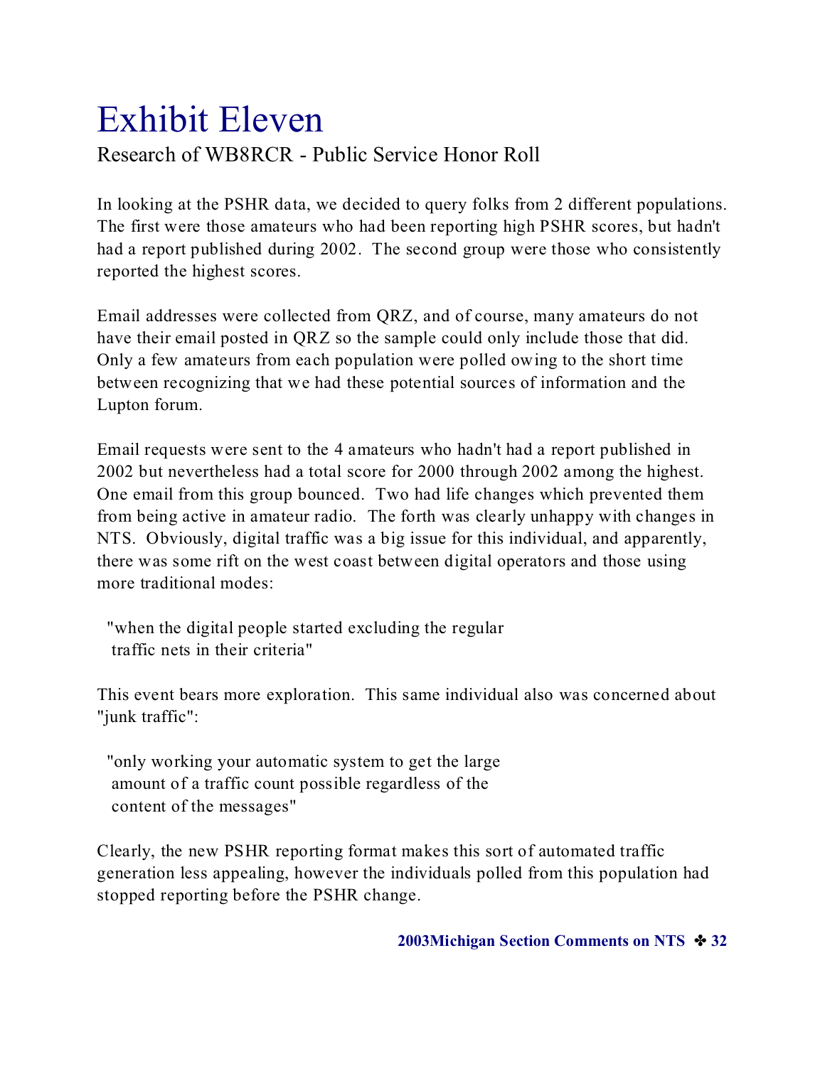# Exhibit Eleven

## Research of WB8RCR - Public Service Honor Roll

In looking at the PSHR data, we decided to query folks from 2 different populations. The first were those amateurs who had been reporting high PSHR scores, but hadn't had a report published during 2002. The second group were those who consistently reported the highest scores.

Email addresses were collected from QRZ, and of course, many amateurs do not have their email posted in QRZ so the sample could only include those that did. Only a few amateurs from each population were polled owing to the short time between recognizing that we had these potential sources of information and the Lupton forum.

Email requests were sent to the 4 amateurs who hadn't had a report published in 2002 but nevertheless had a total score for 2000 through 2002 among the highest. One email from this group bounced. Two had life changes which prevented them from being active in amateur radio. The forth was clearly unhappy with changes in NTS. Obviously, digital traffic was a big issue for this individual, and apparently, there was some rift on the west coast between digital operators and those using more traditional modes:

> "when the digital people started excluding the regular traffic nets in their criteria"

This event bears more exploration. This same individual also was concerned about "junk traffic":

> "only working your automatic system to get the large amount of a traffic count possible regardless of the content of the messages"

Clearly, the new PSHR reporting format makes this sort of automated traffic generation less appealing, however the individuals polled from this population had stopped reporting before the PSHR change.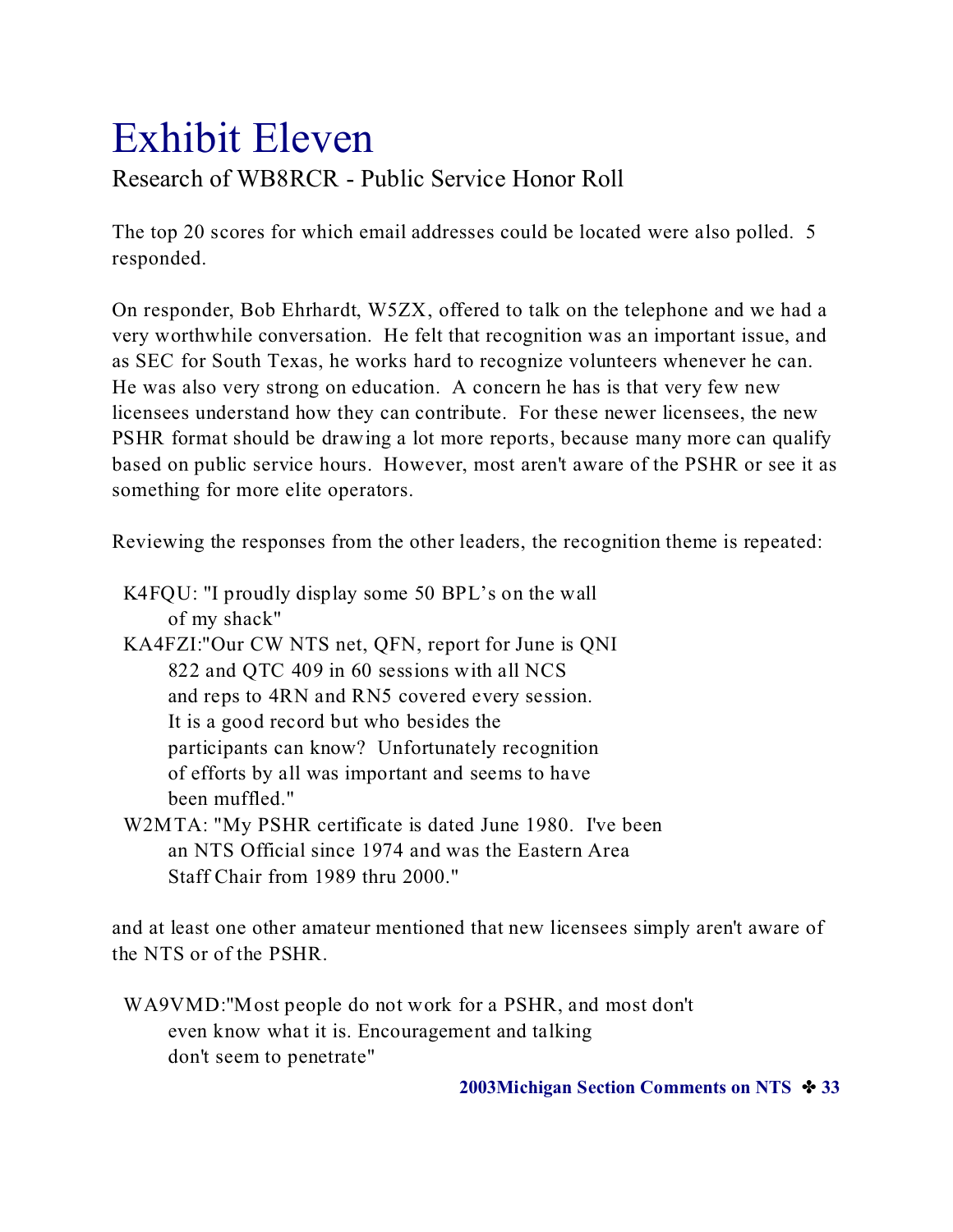# Exhibit Eleven

## Research of WB8RCR - Public Service Honor Roll

The top 20 scores for which email addresses could be located were also polled. 5 responded.

On responder, Bob Ehrhardt, W5ZX, offered to talk on the telephone and we had a very worthwhile conversation. He felt that recognition was an important issue, and as SEC for South Texas, he works hard to recognize volunteers whenever he can. He was also very strong on education. A concern he has is that very few new licensees understand how they can contribute. For these newer licensees, the new PSHR format should be drawing a lot more reports, because many more can qualify based on public service hours. However, most aren't aware of the PSHR or see it as something for more elite operators.

Reviewing the responses from the other leaders, the recognition theme is repeated:

K4FQU: "I proudly display some 50 BPL's on the wall of my shack"

KA4FZI:"Our CW NTS net, QFN, report for June is QNI 822 and QTC 409 in 60 sessions with all NCS and reps to 4RN and RN5 covered every session. It is a good record but who besides the participants can know? Unfortunately recognition of efforts by all was important and seems to have been muffled."

W2MTA: "My PSHR certificate is dated June 1980. I've been an NTS Official since 1974 and was the Eastern Area Staff Chair from 1989 thru 2000."

and at least one other amateur mentioned that new licensees simply aren't aware of the NTS or of the PSHR.

WA9VMD:"Most people do not work for a PSHR, and most don't even know what it is. Encouragement and talking don't seem to penetrate"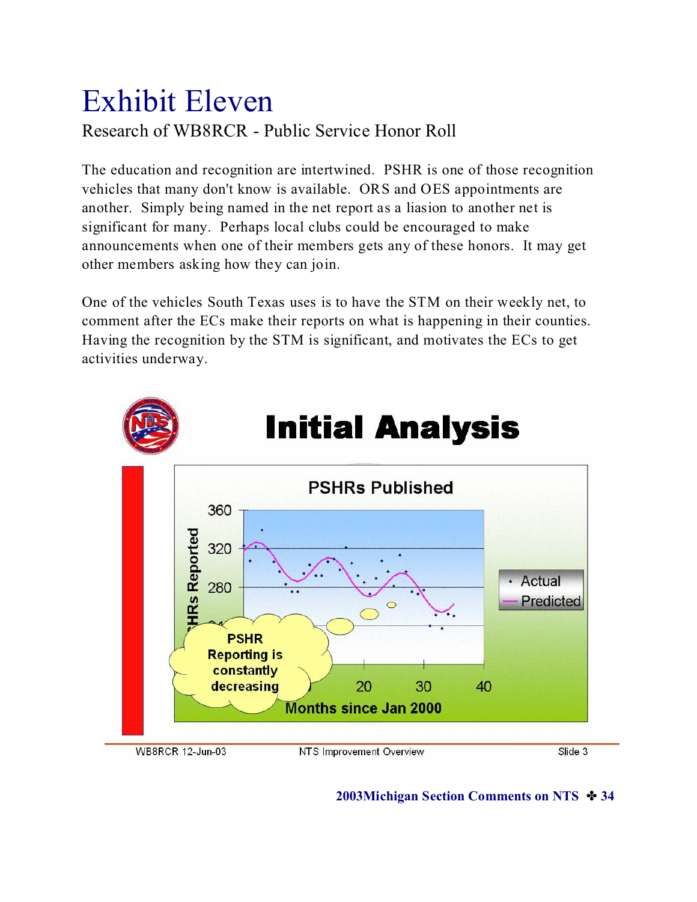# Exhibit Eleven

Research of WB8RCR - Public Service Honor Roll

The education and recognition are intertwined. PSHR is one of those recognition vehicles that many don't know is available. ORS and OES appointments are another. Simply being named in the net report as a liasion to another net is significant for many. Perhaps local clubs could be encouraged to make announcements when one of their members gets any of these honors. It may get other members asking how they can join.

One of the vehicles South Texas uses is to have the STM on their weekly net, to comment after the ECs make their reports on what is happening in their counties. Having the recognition by the STM is significant, and motivates the ECs to get activities underway.

## Initial Analysis

PSHRs Published

PSHR Reporting is constantly decreasing

WB8RCR 12-Jun-03 NTS Improvement Overview Slide 3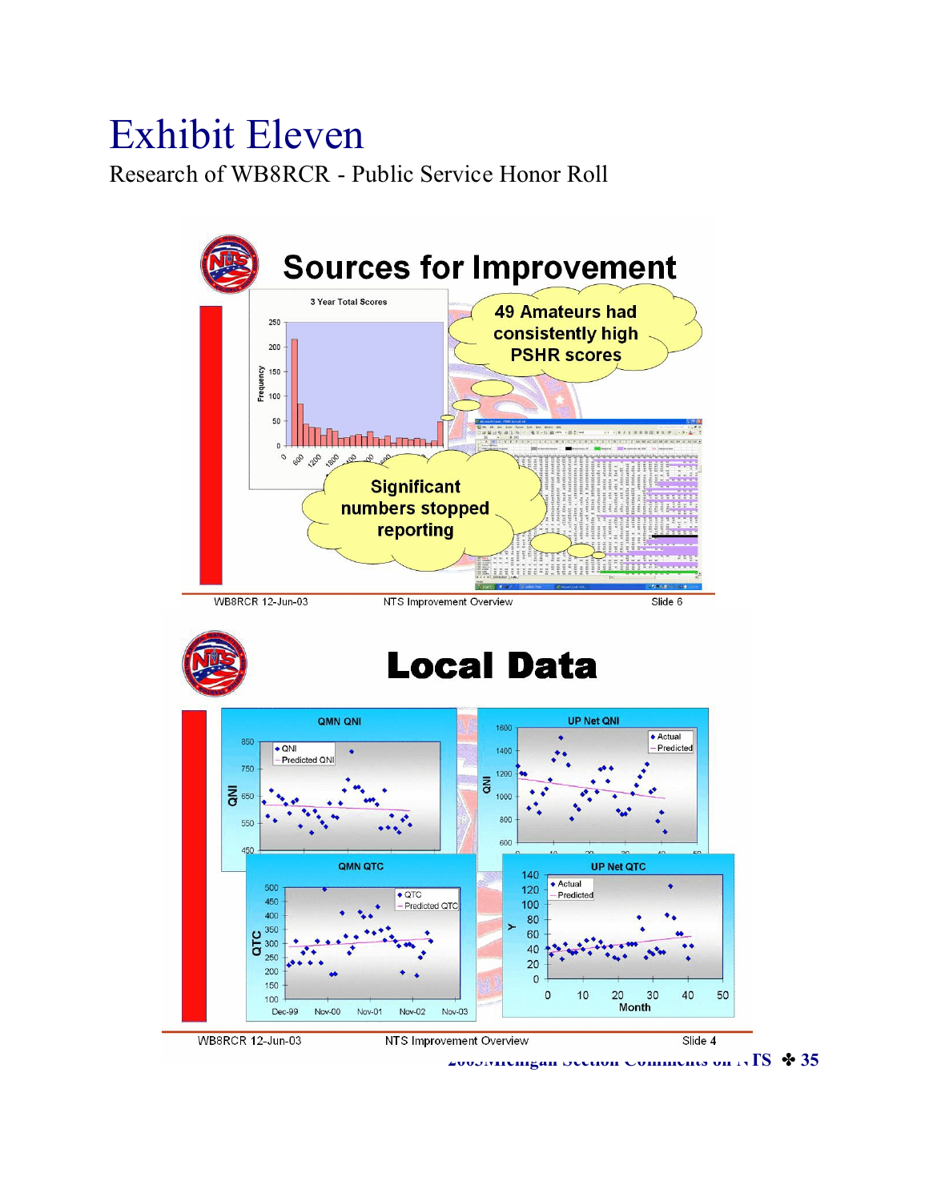# Exhibit Eleven

Research of WB8RCR - Public Service Honor Roll

## Sources for Improvement

3 Year Total Scores

49 Amateurs had consistently high PSHR scores

Significant numbers stopped reporting

WB8RCR 12-Jun-03 NTS Improvement Overview Slide 6

## Local Data

QMN QNI

UP Net QNI

QMN QTC

UP Net QTC

WB8RCR 12-Jun-03 NTS Improvement Overview Slide 4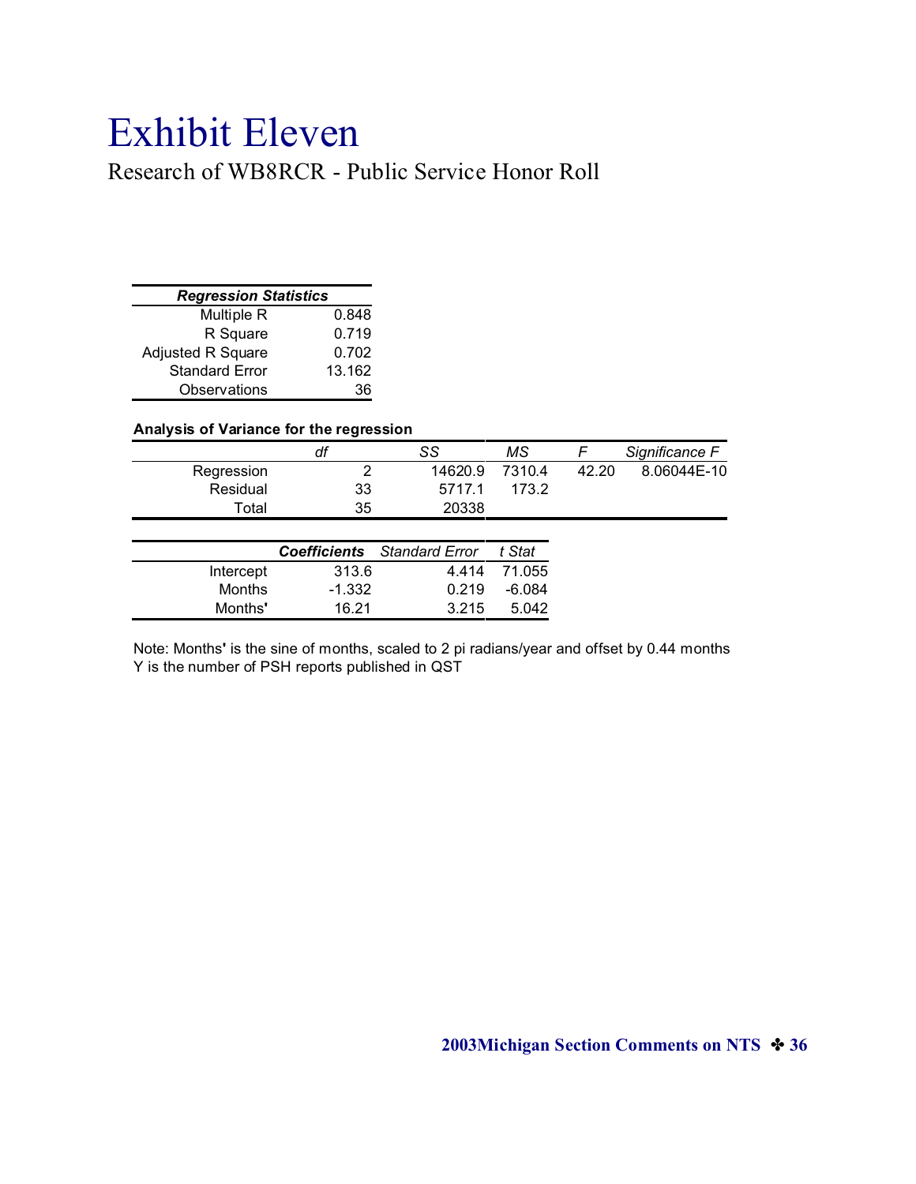# Exhibit Eleven

## Research of WB8RCR - Public Service Honor Roll

| *Regression Statistics* | |
|---|---|
| Multiple R | 0.848 |
| R Square | 0.719 |
| Adjusted R Square | 0.702 |
| Standard Error | 13.162 |
| Observations | 36 |

**Analysis of Variance for the regression**

| | *df* | *SS* | *MS* | *F* | *Significance F* |
|---|---|---|---|---|---|
| Regression | 2 | 14620.9 | 7310.4 | 42.20 | 8.06044E-10 |
| Residual | 33 | 5717.1 | 173.2 | | |
| Total | 35 | 20338 | | | |

| | ***Coefficients*** | *Standard Error* | *t Stat* |
|---|---|---|---|
| Intercept | 313.6 | 4.414 | 71.055 |
| Months | -1.332 | 0.219 | -6.084 |
| Months' | 16.21 | 3.215 | 5.042 |

Note: Months' is the sine of months, scaled to 2 pi radians/year and offset by 0.44 months
Y is the number of PSH reports published in QST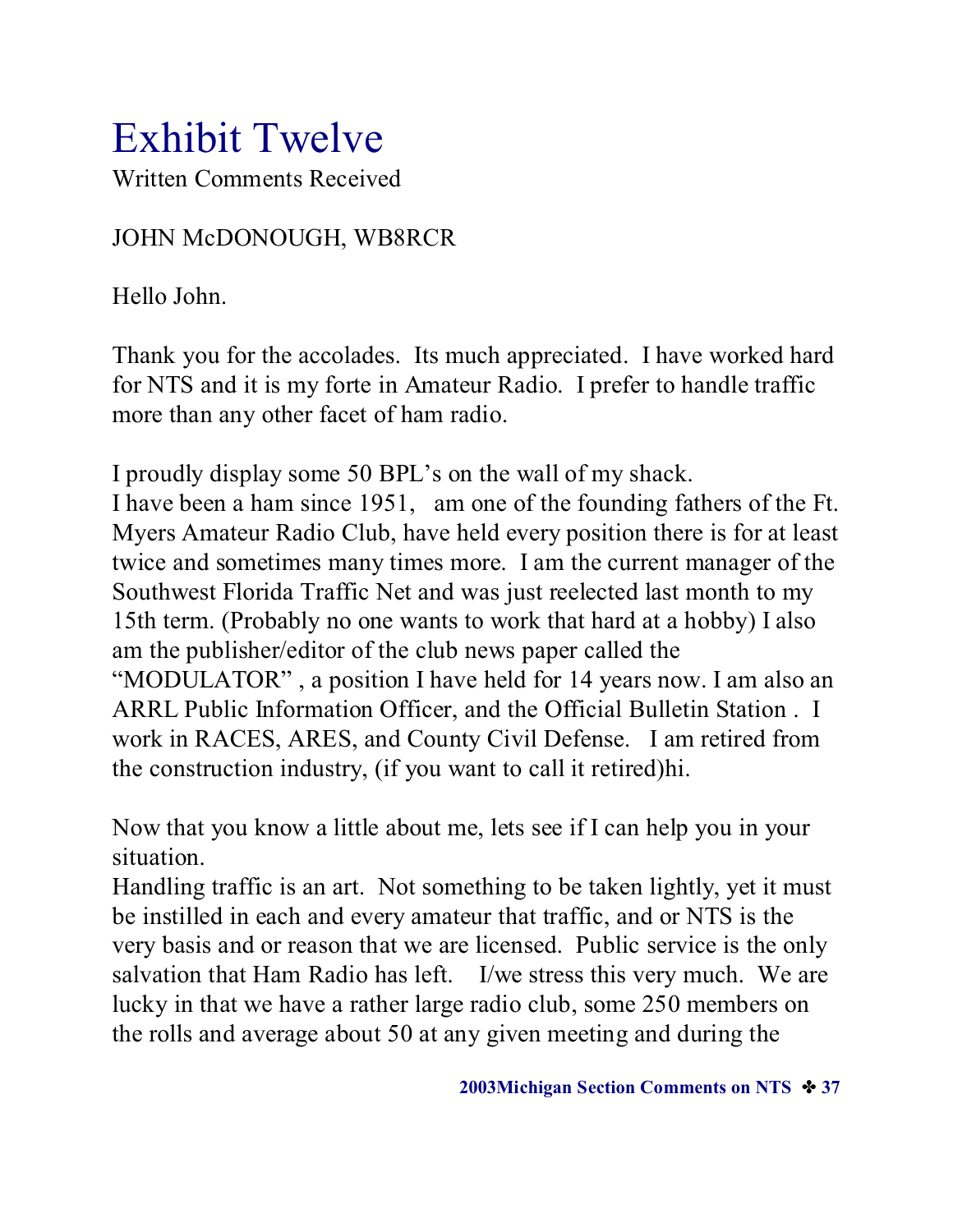# Exhibit Twelve

Written Comments Received

JOHN McDONOUGH, WB8RCR

Hello John.

Thank you for the accolades. Its much appreciated. I have worked hard for NTS and it is my forte in Amateur Radio. I prefer to handle traffic more than any other facet of ham radio.

I proudly display some 50 BPL's on the wall of my shack.
I have been a ham since 1951, am one of the founding fathers of the Ft. Myers Amateur Radio Club, have held every position there is for at least twice and sometimes many times more. I am the current manager of the Southwest Florida Traffic Net and was just reelected last month to my 15th term. (Probably no one wants to work that hard at a hobby) I also am the publisher/editor of the club news paper called the "MODULATOR" , a position I have held for 14 years now. I am also an ARRL Public Information Officer, and the Official Bulletin Station . I work in RACES, ARES, and County Civil Defense. I am retired from the construction industry, (if you want to call it retired)hi.

Now that you know a little about me, lets see if I can help you in your situation.
Handling traffic is an art. Not something to be taken lightly, yet it must be instilled in each and every amateur that traffic, and or NTS is the very basis and or reason that we are licensed. Public service is the only salvation that Ham Radio has left. I/we stress this very much. We are lucky in that we have a rather large radio club, some 250 members on the rolls and average about 50 at any given meeting and during the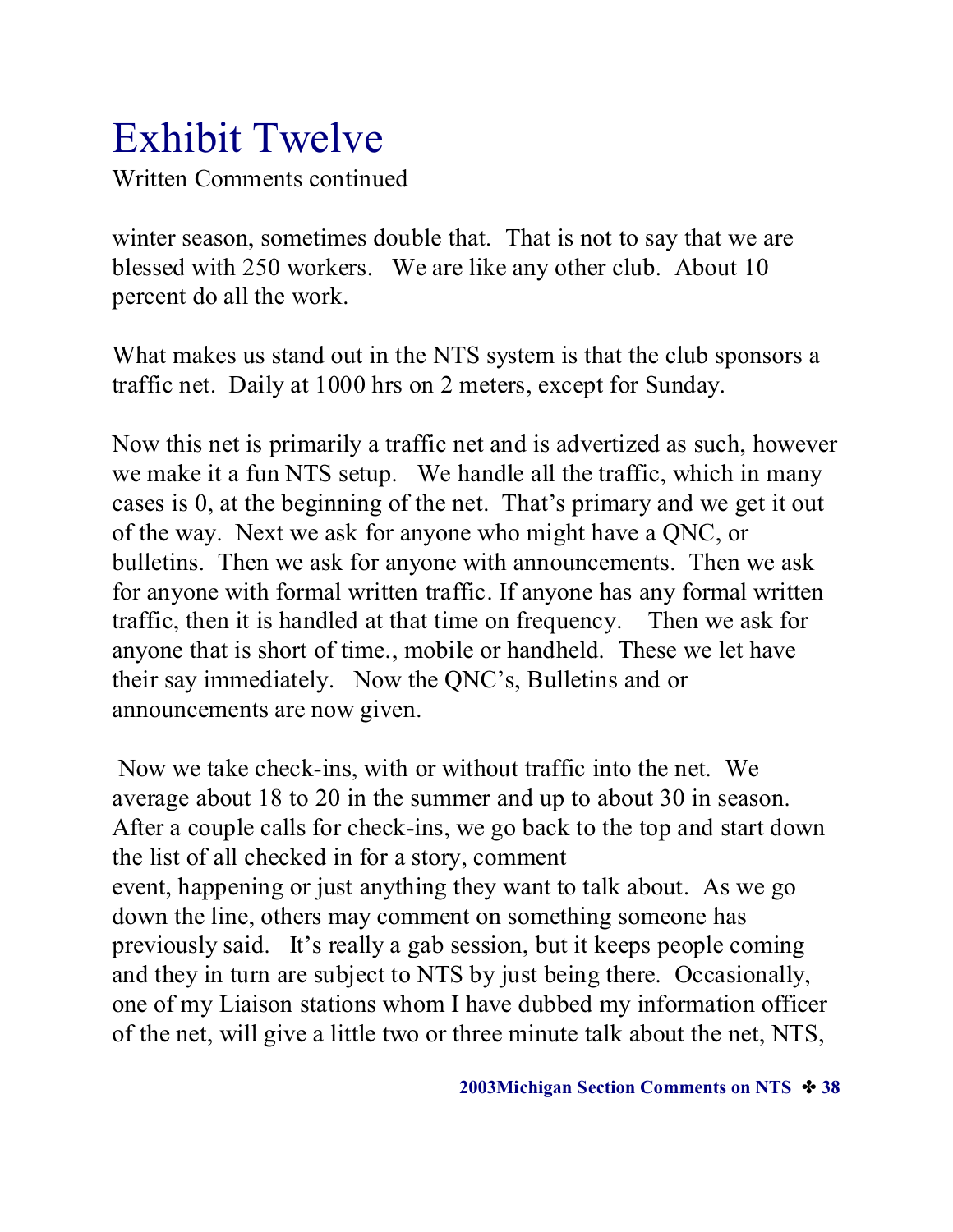# Exhibit Twelve

Written Comments continued

winter season, sometimes double that. That is not to say that we are blessed with 250 workers. We are like any other club. About 10 percent do all the work.

What makes us stand out in the NTS system is that the club sponsors a traffic net. Daily at 1000 hrs on 2 meters, except for Sunday.

Now this net is primarily a traffic net and is advertized as such, however we make it a fun NTS setup. We handle all the traffic, which in many cases is 0, at the beginning of the net. That's primary and we get it out of the way. Next we ask for anyone who might have a QNC, or bulletins. Then we ask for anyone with announcements. Then we ask for anyone with formal written traffic. If anyone has any formal written traffic, then it is handled at that time on frequency. Then we ask for anyone that is short of time., mobile or handheld. These we let have their say immediately. Now the QNC's, Bulletins and or announcements are now given.

Now we take check-ins, with or without traffic into the net. We average about 18 to 20 in the summer and up to about 30 in season. After a couple calls for check-ins, we go back to the top and start down the list of all checked in for a story, comment event, happening or just anything they want to talk about. As we go down the line, others may comment on something someone has previously said. It's really a gab session, but it keeps people coming and they in turn are subject to NTS by just being there. Occasionally, one of my Liaison stations whom I have dubbed my information officer of the net, will give a little two or three minute talk about the net, NTS,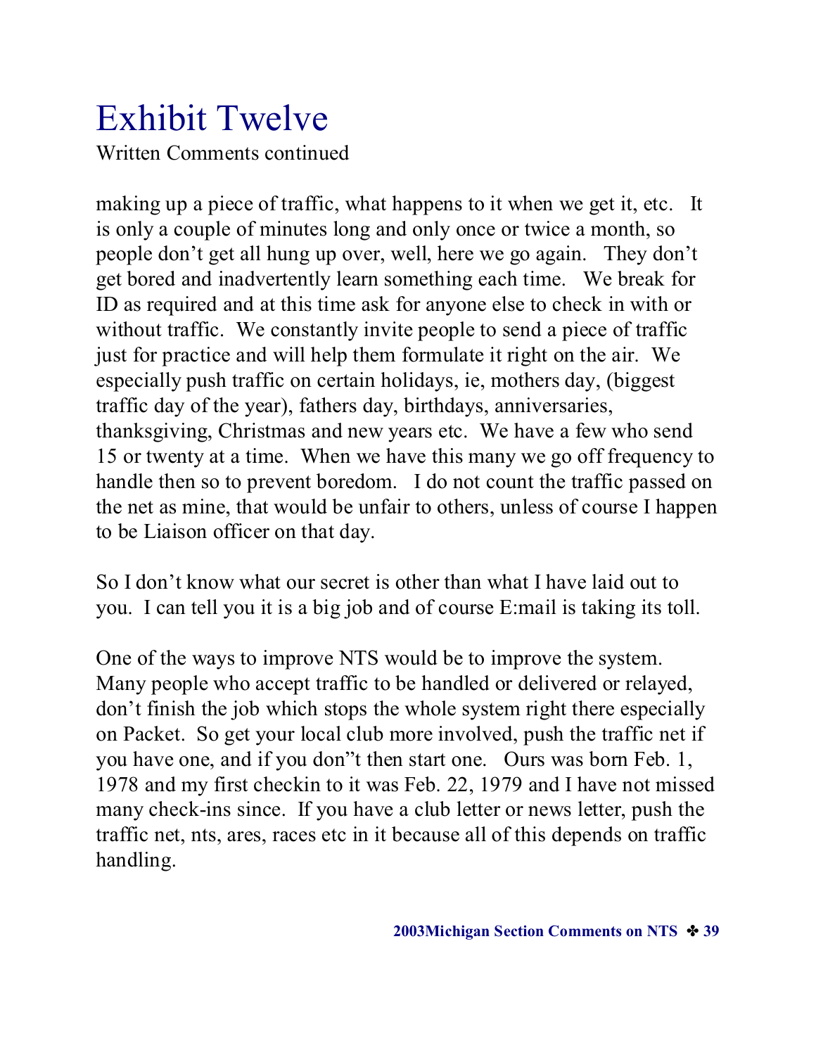# Exhibit Twelve

Written Comments continued

making up a piece of traffic, what happens to it when we get it, etc. It is only a couple of minutes long and only once or twice a month, so people don't get all hung up over, well, here we go again. They don't get bored and inadvertently learn something each time. We break for ID as required and at this time ask for anyone else to check in with or without traffic. We constantly invite people to send a piece of traffic just for practice and will help them formulate it right on the air. We especially push traffic on certain holidays, ie, mothers day, (biggest traffic day of the year), fathers day, birthdays, anniversaries, thanksgiving, Christmas and new years etc. We have a few who send 15 or twenty at a time. When we have this many we go off frequency to handle then so to prevent boredom. I do not count the traffic passed on the net as mine, that would be unfair to others, unless of course I happen to be Liaison officer on that day.

So I don't know what our secret is other than what I have laid out to you. I can tell you it is a big job and of course E:mail is taking its toll.

One of the ways to improve NTS would be to improve the system. Many people who accept traffic to be handled or delivered or relayed, don't finish the job which stops the whole system right there especially on Packet. So get your local club more involved, push the traffic net if you have one, and if you don"t then start one. Ours was born Feb. 1, 1978 and my first checkin to it was Feb. 22, 1979 and I have not missed many check-ins since. If you have a club letter or news letter, push the traffic net, nts, ares, races etc in it because all of this depends on traffic handling.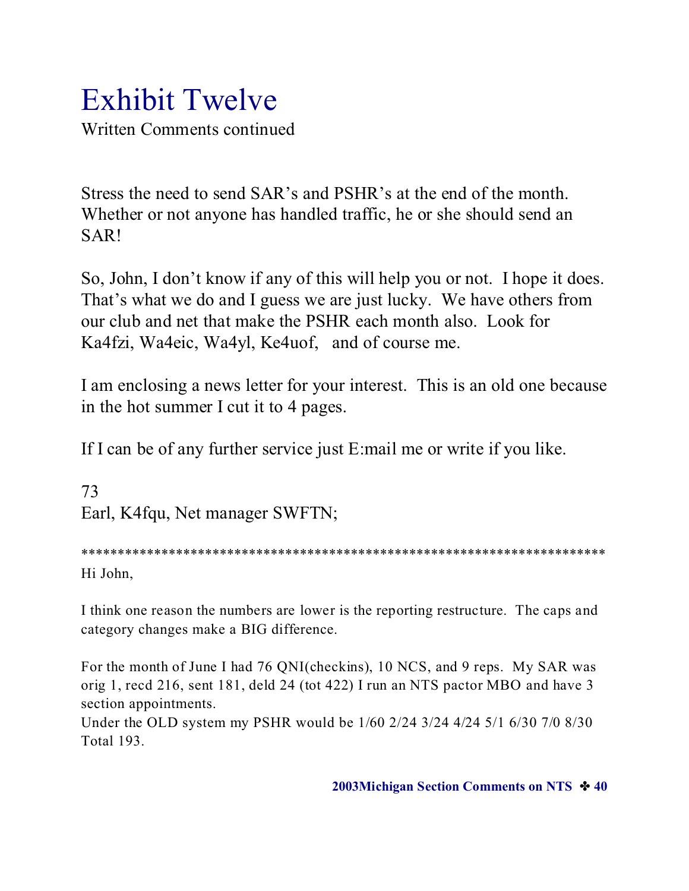# Exhibit Twelve

Written Comments continued

Stress the need to send SAR's and PSHR's at the end of the month. Whether or not anyone has handled traffic, he or she should send an SAR!

So, John, I don't know if any of this will help you or not. I hope it does. That's what we do and I guess we are just lucky. We have others from our club and net that make the PSHR each month also. Look for Ka4fzi, Wa4eic, Wa4yl, Ke4uof, and of course me.

I am enclosing a news letter for your interest. This is an old one because in the hot summer I cut it to 4 pages.

If I can be of any further service just E:mail me or write if you like.

73
Earl, K4fqu, Net manager SWFTN;

************************************************************************

Hi John,

I think one reason the numbers are lower is the reporting restructure. The caps and category changes make a BIG difference.

For the month of June I had 76 QNI(checkins), 10 NCS, and 9 reps. My SAR was orig 1, recd 216, sent 181, deld 24 (tot 422) I run an NTS pactor MBO and have 3 section appointments.
Under the OLD system my PSHR would be 1/60 2/24 3/24 4/24 5/1 6/30 7/0 8/30 Total 193.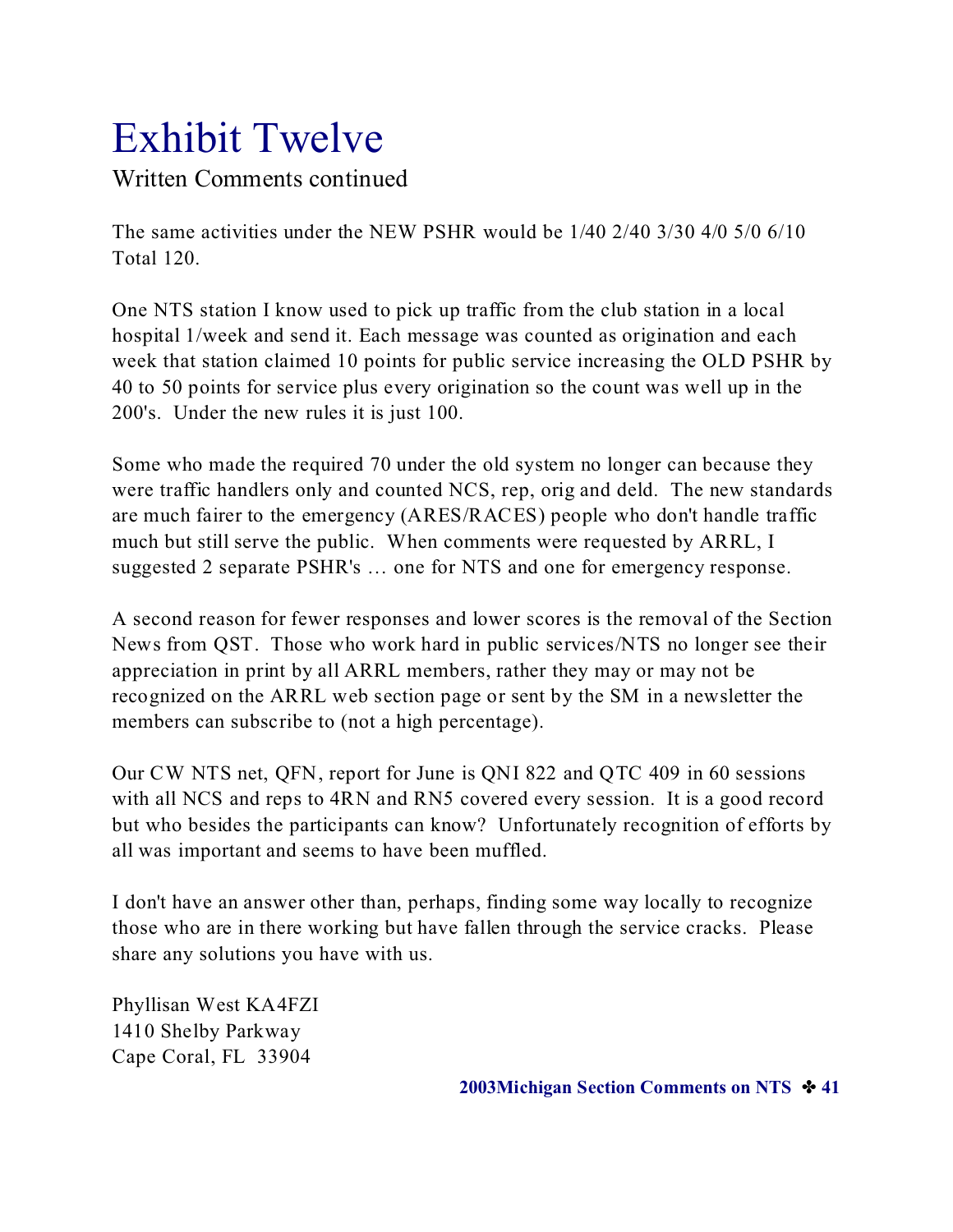# Exhibit Twelve

Written Comments continued

The same activities under the NEW PSHR would be 1/40 2/40 3/30 4/0 5/0 6/10 Total 120.

One NTS station I know used to pick up traffic from the club station in a local hospital 1/week and send it. Each message was counted as origination and each week that station claimed 10 points for public service increasing the OLD PSHR by 40 to 50 points for service plus every origination so the count was well up in the 200's. Under the new rules it is just 100.

Some who made the required 70 under the old system no longer can because they were traffic handlers only and counted NCS, rep, orig and deld. The new standards are much fairer to the emergency (ARES/RACES) people who don't handle traffic much but still serve the public. When comments were requested by ARRL, I suggested 2 separate PSHR's … one for NTS and one for emergency response.

A second reason for fewer responses and lower scores is the removal of the Section News from QST. Those who work hard in public services/NTS no longer see their appreciation in print by all ARRL members, rather they may or may not be recognized on the ARRL web section page or sent by the SM in a newsletter the members can subscribe to (not a high percentage).

Our CW NTS net, QFN, report for June is QNI 822 and QTC 409 in 60 sessions with all NCS and reps to 4RN and RN5 covered every session. It is a good record but who besides the participants can know? Unfortunately recognition of efforts by all was important and seems to have been muffled.

I don't have an answer other than, perhaps, finding some way locally to recognize those who are in there working but have fallen through the service cracks. Please share any solutions you have with us.

Phyllisan West KA4FZI
1410 Shelby Parkway
Cape Coral, FL 33904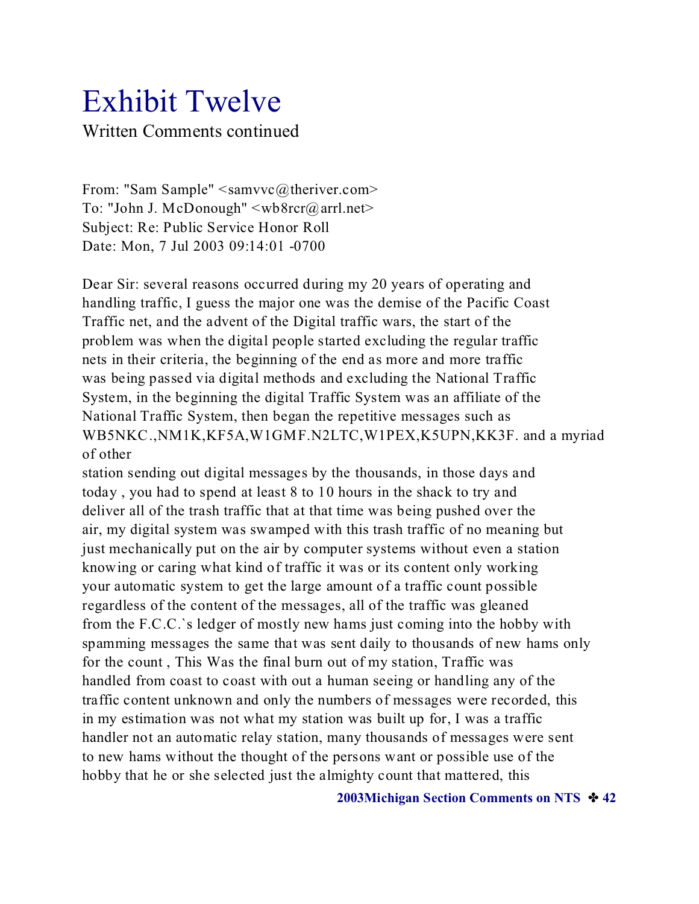# Exhibit Twelve

Written Comments continued

From: "Sam Sample" <samvvc@theriver.com>
To: "John J. McDonough" <wb8rcr@arrl.net>
Subject: Re: Public Service Honor Roll
Date: Mon, 7 Jul 2003 09:14:01 -0700

Dear Sir: several reasons occurred during my 20 years of operating and handling traffic, I guess the major one was the demise of the Pacific Coast Traffic net, and the advent of the Digital traffic wars, the start of the problem was when the digital people started excluding the regular traffic nets in their criteria, the beginning of the end as more and more traffic was being passed via digital methods and excluding the National Traffic System, in the beginning the digital Traffic System was an affiliate of the National Traffic System, then began the repetitive messages such as WB5NKC.,NM1K,KF5A,W1GMF.N2LTC,W1PEX,K5UPN,KK3F. and a myriad of other
station sending out digital messages by the thousands, in those days and today , you had to spend at least 8 to 10 hours in the shack to try and deliver all of the trash traffic that at that time was being pushed over the air, my digital system was swamped with this trash traffic of no meaning but just mechanically put on the air by computer systems without even a station knowing or caring what kind of traffic it was or its content only working your automatic system to get the large amount of a traffic count possible regardless of the content of the messages, all of the traffic was gleaned from the F.C.C.`s ledger of mostly new hams just coming into the hobby with spamming messages the same that was sent daily to thousands of new hams only for the count , This Was the final burn out of my station, Traffic was handled from coast to coast with out a human seeing or handling any of the traffic content unknown and only the numbers of messages were recorded, this in my estimation was not what my station was built up for, I was a traffic handler not an automatic relay station, many thousands of messages were sent to new hams without the thought of the persons want or possible use of the hobby that he or she selected just the almighty count that mattered, this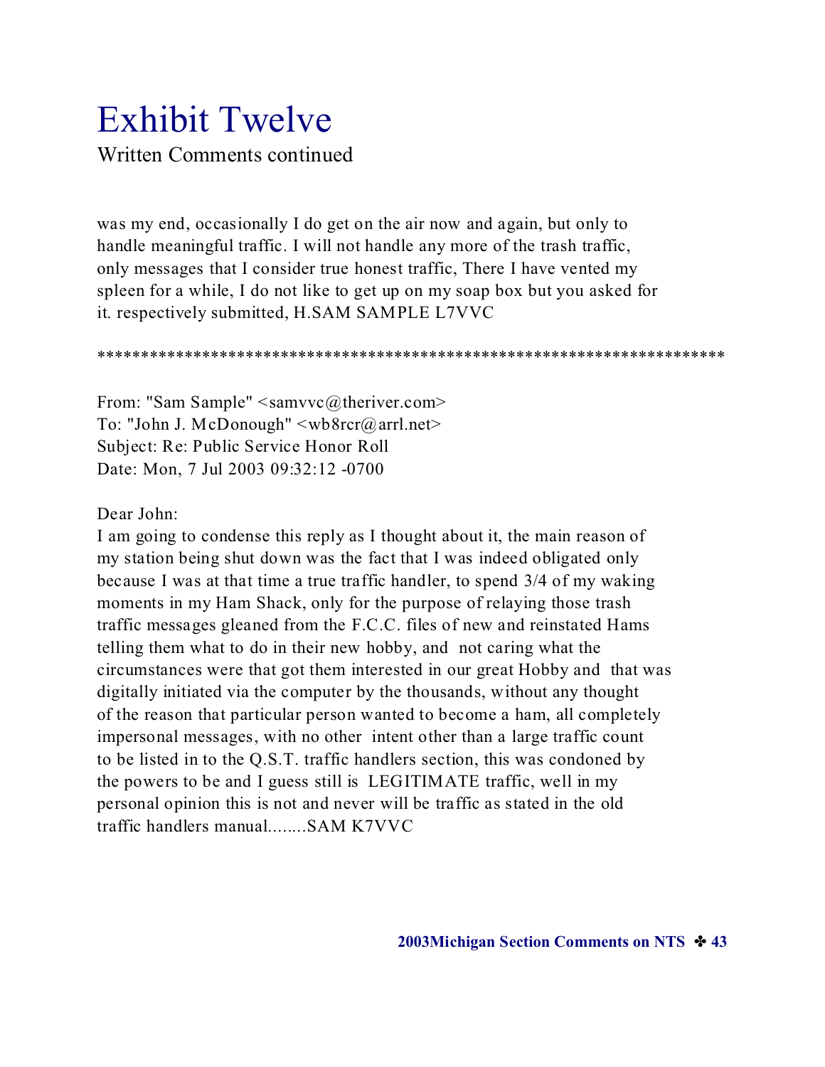# Exhibit Twelve

Written Comments continued

was my end, occasionally I do get on the air now and again, but only to handle meaningful traffic. I will not handle any more of the trash traffic, only messages that I consider true honest traffic, There I have vented my spleen for a while, I do not like to get up on my soap box but you asked for it. respectively submitted, H.SAM SAMPLE L7VVC

**********************************************************************

From: "Sam Sample" <samvvc@theriver.com>
To: "John J. McDonough" <wb8rcr@arrl.net>
Subject: Re: Public Service Honor Roll
Date: Mon, 7 Jul 2003 09:32:12 -0700

Dear John:
I am going to condense this reply as I thought about it, the main reason of my station being shut down was the fact that I was indeed obligated only because I was at that time a true traffic handler, to spend 3/4 of my waking moments in my Ham Shack, only for the purpose of relaying those trash traffic messages gleaned from the F.C.C. files of new and reinstated Hams telling them what to do in their new hobby, and not caring what the circumstances were that got them interested in our great Hobby and that was digitally initiated via the computer by the thousands, without any thought of the reason that particular person wanted to become a ham, all completely impersonal messages, with no other intent other than a large traffic count to be listed in to the Q.S.T. traffic handlers section, this was condoned by the powers to be and I guess still is LEGITIMATE traffic, well in my personal opinion this is not and never will be traffic as stated in the old traffic handlers manual........SAM K7VVC